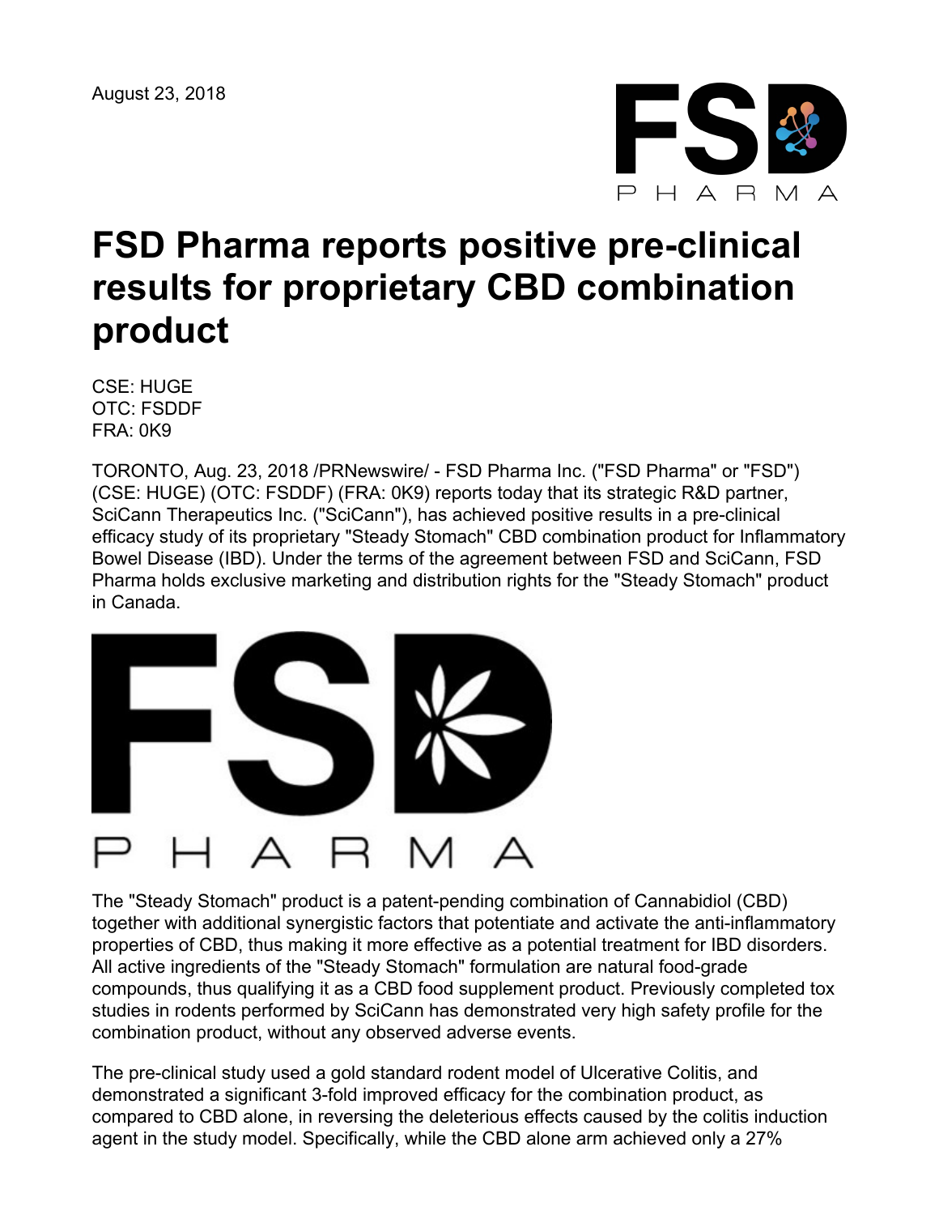August 23, 2018

# FSD Pharma reports positive pre-clinical results for proprietary CBD combination product

CSE: HUGE
OTC: FSDDF
FRA: 0K9

TORONTO, Aug. 23, 2018 /PRNewswire/ - FSD Pharma Inc. ("FSD Pharma" or "FSD") (CSE: HUGE) (OTC: FSDDF) (FRA: 0K9) reports today that its strategic R&D partner, SciCann Therapeutics Inc. ("SciCann"), has achieved positive results in a pre-clinical efficacy study of its proprietary "Steady Stomach" CBD combination product for Inflammatory Bowel Disease (IBD). Under the terms of the agreement between FSD and SciCann, FSD Pharma holds exclusive marketing and distribution rights for the "Steady Stomach" product in Canada.

The "Steady Stomach" product is a patent-pending combination of Cannabidiol (CBD) together with additional synergistic factors that potentiate and activate the anti-inflammatory properties of CBD, thus making it more effective as a potential treatment for IBD disorders. All active ingredients of the "Steady Stomach" formulation are natural food-grade compounds, thus qualifying it as a CBD food supplement product. Previously completed tox studies in rodents performed by SciCann has demonstrated very high safety profile for the combination product, without any observed adverse events.

The pre-clinical study used a gold standard rodent model of Ulcerative Colitis, and demonstrated a significant 3-fold improved efficacy for the combination product, as compared to CBD alone, in reversing the deleterious effects caused by the colitis induction agent in the study model. Specifically, while the CBD alone arm achieved only a 27%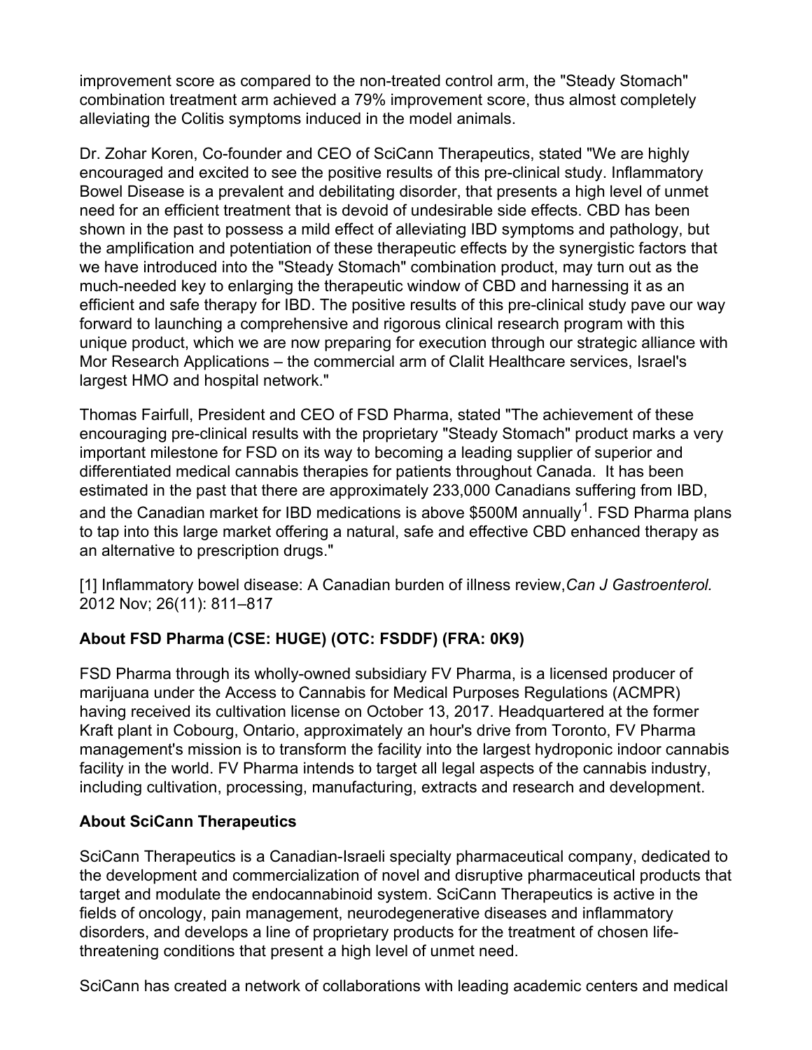improvement score as compared to the non-treated control arm, the "Steady Stomach" combination treatment arm achieved a 79% improvement score, thus almost completely alleviating the Colitis symptoms induced in the model animals.

Dr. Zohar Koren, Co-founder and CEO of SciCann Therapeutics, stated "We are highly encouraged and excited to see the positive results of this pre-clinical study. Inflammatory Bowel Disease is a prevalent and debilitating disorder, that presents a high level of unmet need for an efficient treatment that is devoid of undesirable side effects. CBD has been shown in the past to possess a mild effect of alleviating IBD symptoms and pathology, but the amplification and potentiation of these therapeutic effects by the synergistic factors that we have introduced into the "Steady Stomach" combination product, may turn out as the much-needed key to enlarging the therapeutic window of CBD and harnessing it as an efficient and safe therapy for IBD. The positive results of this pre-clinical study pave our way forward to launching a comprehensive and rigorous clinical research program with this unique product, which we are now preparing for execution through our strategic alliance with Mor Research Applications – the commercial arm of Clalit Healthcare services, Israel's largest HMO and hospital network."

Thomas Fairfull, President and CEO of FSD Pharma, stated "The achievement of these encouraging pre-clinical results with the proprietary "Steady Stomach" product marks a very important milestone for FSD on its way to becoming a leading supplier of superior and differentiated medical cannabis therapies for patients throughout Canada. It has been estimated in the past that there are approximately 233,000 Canadians suffering from IBD, and the Canadian market for IBD medications is above $500M annually[1]. FSD Pharma plans to tap into this large market offering a natural, safe and effective CBD enhanced therapy as an alternative to prescription drugs."

[1] Inflammatory bowel disease: A Canadian burden of illness review, *Can J Gastroenterol.* 2012 Nov; 26(11): 811–817

**About FSD Pharma (CSE: HUGE) (OTC: FSDDF) (FRA: 0K9)**

FSD Pharma through its wholly-owned subsidiary FV Pharma, is a licensed producer of marijuana under the Access to Cannabis for Medical Purposes Regulations (ACMPR) having received its cultivation license on October 13, 2017. Headquartered at the former Kraft plant in Cobourg, Ontario, approximately an hour's drive from Toronto, FV Pharma management's mission is to transform the facility into the largest hydroponic indoor cannabis facility in the world. FV Pharma intends to target all legal aspects of the cannabis industry, including cultivation, processing, manufacturing, extracts and research and development.

**About SciCann Therapeutics**

SciCann Therapeutics is a Canadian-Israeli specialty pharmaceutical company, dedicated to the development and commercialization of novel and disruptive pharmaceutical products that target and modulate the endocannabinoid system. SciCann Therapeutics is active in the fields of oncology, pain management, neurodegenerative diseases and inflammatory disorders, and develops a line of proprietary products for the treatment of chosen life-threatening conditions that present a high level of unmet need.

SciCann has created a network of collaborations with leading academic centers and medical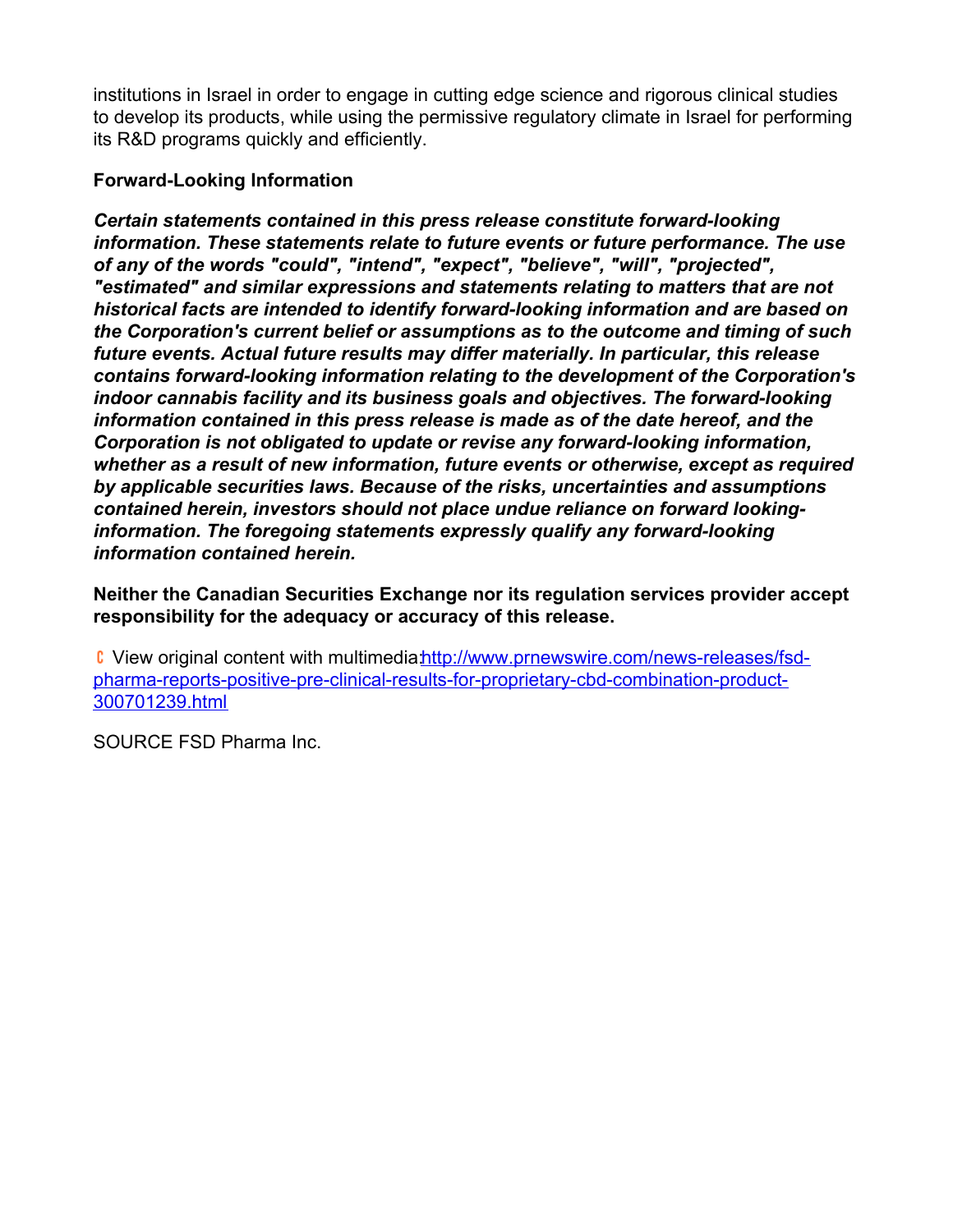institutions in Israel in order to engage in cutting edge science and rigorous clinical studies to develop its products, while using the permissive regulatory climate in Israel for performing its R&D programs quickly and efficiently.

**Forward-Looking Information**

***Certain statements contained in this press release constitute forward-looking information. These statements relate to future events or future performance. The use of any of the words "could", "intend", "expect", "believe", "will", "projected", "estimated" and similar expressions and statements relating to matters that are not historical facts are intended to identify forward-looking information and are based on the Corporation's current belief or assumptions as to the outcome and timing of such future events. Actual future results may differ materially. In particular, this release contains forward-looking information relating to the development of the Corporation's indoor cannabis facility and its business goals and objectives. The forward-looking information contained in this press release is made as of the date hereof, and the Corporation is not obligated to update or revise any forward-looking information, whether as a result of new information, future events or otherwise, except as required by applicable securities laws. Because of the risks, uncertainties and assumptions contained herein, investors should not place undue reliance on forward looking-information. The foregoing statements expressly qualify any forward-looking information contained herein.***

**Neither the Canadian Securities Exchange nor its regulation services provider accept responsibility for the adequacy or accuracy of this release.**

View original content with multimedia: [http://www.prnewswire.com/news-releases/fsd-pharma-reports-positive-pre-clinical-results-for-proprietary-cbd-combination-product-300701239.html](http://www.prnewswire.com/news-releases/fsd-pharma-reports-positive-pre-clinical-results-for-proprietary-cbd-combination-product-300701239.html)

SOURCE FSD Pharma Inc.